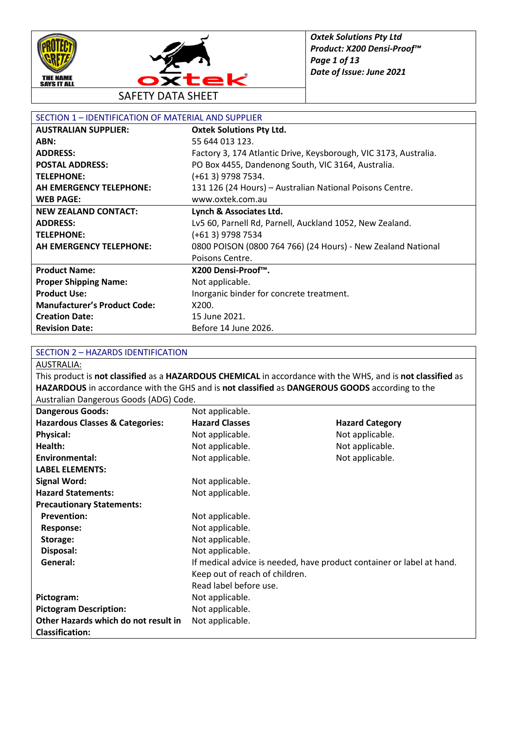# SAFETY DATA SHEET

## SECTION 1 – IDENTIFICATION OF MATERIAL AND SUPPLIER

| | |
|---|---|
| **AUSTRALIAN SUPPLIER:** | **Oxtek Solutions Pty Ltd.** |
| **ABN:** | 55 644 013 123. |
| **ADDRESS:** | Factory 3, 174 Atlantic Drive, Keysborough, VIC 3173, Australia. |
| **POSTAL ADDRESS:** | PO Box 4455, Dandenong South, VIC 3164, Australia. |
| **TELEPHONE:** | (+61 3) 9798 7534. |
| **AH EMERGENCY TELEPHONE:** | 131 126 (24 Hours) – Australian National Poisons Centre. |
| **WEB PAGE:** | www.oxtek.com.au |
| **NEW ZEALAND CONTACT:** | **Lynch & Associates Ltd.** |
| **ADDRESS:** | Lv5 60, Parnell Rd, Parnell, Auckland 1052, New Zealand. |
| **TELEPHONE:** | (+61 3) 9798 7534 |
| **AH EMERGENCY TELEPHONE:** | 0800 POISON (0800 764 766) (24 Hours) - New Zealand National Poisons Centre. |
| **Product Name:** | **X200 Densi-Proof™.** |
| **Proper Shipping Name:** | Not applicable. |
| **Product Use:** | Inorganic binder for concrete treatment. |
| **Manufacturer's Product Code:** | X200. |
| **Creation Date:** | 15 June 2021. |
| **Revision Date:** | Before 14 June 2026. |

## SECTION 2 – HAZARDS IDENTIFICATION

AUSTRALIA:

This product is **not classified** as a **HAZARDOUS CHEMICAL** in accordance with the WHS, and is **not classified** as **HAZARDOUS** in accordance with the GHS and is **not classified** as **DANGEROUS GOODS** according to the Australian Dangerous Goods (ADG) Code.

| | | |
|---|---|---|
| **Dangerous Goods:** | Not applicable. | |
| **Hazardous Classes & Categories:** | **Hazard Classes** | **Hazard Category** |
| **Physical:** | Not applicable. | Not applicable. |
| **Health:** | Not applicable. | Not applicable. |
| **Environmental:** | Not applicable. | Not applicable. |
| **LABEL ELEMENTS:** | | |
| **Signal Word:** | Not applicable. | |
| **Hazard Statements:** | Not applicable. | |
| **Precautionary Statements:** | | |
| **Prevention:** | Not applicable. | |
| **Response:** | Not applicable. | |
| **Storage:** | Not applicable. | |
| **Disposal:** | Not applicable. | |
| **General:** | If medical advice is needed, have product container or label at hand. Keep out of reach of children. Read label before use. | |
| **Pictogram:** | Not applicable. | |
| **Pictogram Description:** | Not applicable. | |
| **Other Hazards which do not result in Classification:** | Not applicable. | |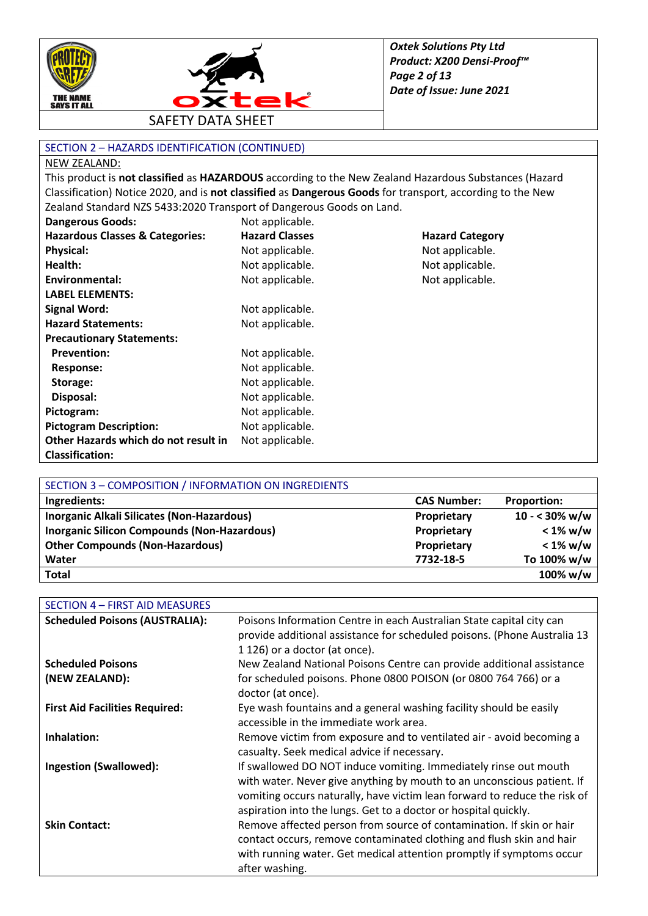## SECTION 2 – HAZARDS IDENTIFICATION (CONTINUED)

NEW ZEALAND:

This product is **not classified** as **HAZARDOUS** according to the New Zealand Hazardous Substances (Hazard Classification) Notice 2020, and is **not classified** as **Dangerous Goods** for transport, according to the New Zealand Standard NZS 5433:2020 Transport of Dangerous Goods on Land.

| | | |
|---|---|---|
| **Dangerous Goods:** | Not applicable. | |
| **Hazardous Classes & Categories:** | **Hazard Classes** | **Hazard Category** |
| **Physical:** | Not applicable. | Not applicable. |
| **Health:** | Not applicable. | Not applicable. |
| **Environmental:** | Not applicable. | Not applicable. |
| **LABEL ELEMENTS:** | | |
| **Signal Word:** | Not applicable. | |
| **Hazard Statements:** | Not applicable. | |
| **Precautionary Statements:** | | |
| **Prevention:** | Not applicable. | |
| **Response:** | Not applicable. | |
| **Storage:** | Not applicable. | |
| **Disposal:** | Not applicable. | |
| **Pictogram:** | Not applicable. | |
| **Pictogram Description:** | Not applicable. | |
| **Other Hazards which do not result in Classification:** | Not applicable. | |

## SECTION 3 – COMPOSITION / INFORMATION ON INGREDIENTS

| Ingredients: | CAS Number: | Proportion: |
|---|---|---|
| **Inorganic Alkali Silicates (Non-Hazardous)** | **Proprietary** | **10 - < 30% w/w** |
| **Inorganic Silicon Compounds (Non-Hazardous)** | **Proprietary** | **< 1% w/w** |
| **Other Compounds (Non-Hazardous)** | **Proprietary** | **< 1% w/w** |
| **Water** | **7732-18-5** | **To 100% w/w** |
| **Total** | | **100% w/w** |

## SECTION 4 – FIRST AID MEASURES

| | |
|---|---|
| **Scheduled Poisons (AUSTRALIA):** | Poisons Information Centre in each Australian State capital city can provide additional assistance for scheduled poisons. (Phone Australia 13 1 126) or a doctor (at once). |
| **Scheduled Poisons (NEW ZEALAND):** | New Zealand National Poisons Centre can provide additional assistance for scheduled poisons. Phone 0800 POISON (or 0800 764 766) or a doctor (at once). |
| **First Aid Facilities Required:** | Eye wash fountains and a general washing facility should be easily accessible in the immediate work area. |
| **Inhalation:** | Remove victim from exposure and to ventilated air - avoid becoming a casualty. Seek medical advice if necessary. |
| **Ingestion (Swallowed):** | If swallowed DO NOT induce vomiting. Immediately rinse out mouth with water. Never give anything by mouth to an unconscious patient. If vomiting occurs naturally, have victim lean forward to reduce the risk of aspiration into the lungs. Get to a doctor or hospital quickly. |
| **Skin Contact:** | Remove affected person from source of contamination. If skin or hair contact occurs, remove contaminated clothing and flush skin and hair with running water. Get medical attention promptly if symptoms occur after washing. |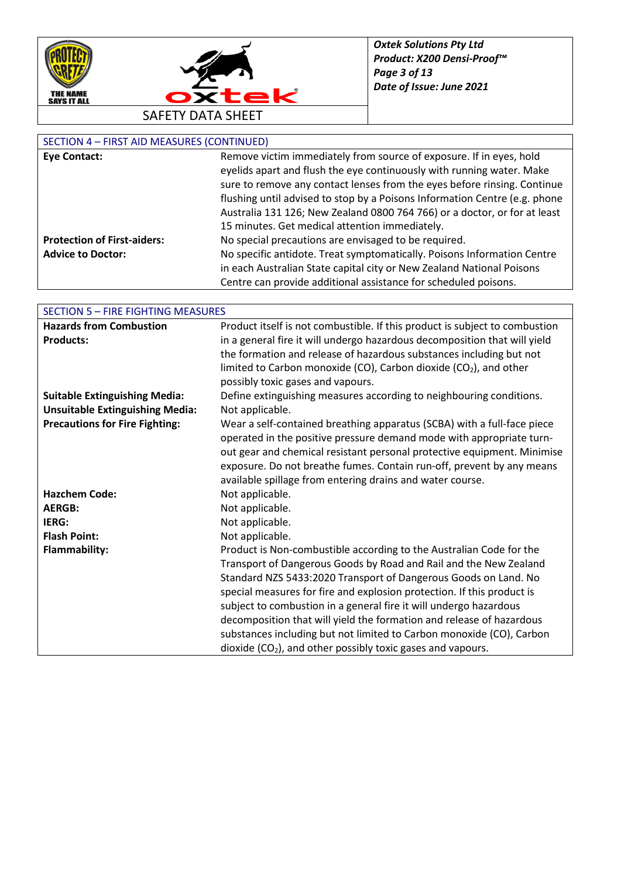## SECTION 4 – FIRST AID MEASURES (CONTINUED)

| | |
|---|---|
| **Eye Contact:** | Remove victim immediately from source of exposure. If in eyes, hold eyelids apart and flush the eye continuously with running water. Make sure to remove any contact lenses from the eyes before rinsing. Continue flushing until advised to stop by a Poisons Information Centre (e.g. phone Australia 131 126; New Zealand 0800 764 766) or a doctor, or for at least 15 minutes. Get medical attention immediately. |
| **Protection of First-aiders:** | No special precautions are envisaged to be required. |
| **Advice to Doctor:** | No specific antidote. Treat symptomatically. Poisons Information Centre in each Australian State capital city or New Zealand National Poisons Centre can provide additional assistance for scheduled poisons. |

## SECTION 5 – FIRE FIGHTING MEASURES

| | |
|---|---|
| **Hazards from Combustion Products:** | Product itself is not combustible. If this product is subject to combustion in a general fire it will undergo hazardous decomposition that will yield the formation and release of hazardous substances including but not limited to Carbon monoxide (CO), Carbon dioxide ($CO_2$), and other possibly toxic gases and vapours. |
| **Suitable Extinguishing Media:** | Define extinguishing measures according to neighbouring conditions. |
| **Unsuitable Extinguishing Media:** | Not applicable. |
| **Precautions for Fire Fighting:** | Wear a self-contained breathing apparatus (SCBA) with a full-face piece operated in the positive pressure demand mode with appropriate turn-out gear and chemical resistant personal protective equipment. Minimise exposure. Do not breathe fumes. Contain run-off, prevent by any means available spillage from entering drains and water course. |
| **Hazchem Code:** | Not applicable. |
| **AERGB:** | Not applicable. |
| **IERG:** | Not applicable. |
| **Flash Point:** | Not applicable. |
| **Flammability:** | Product is Non-combustible according to the Australian Code for the Transport of Dangerous Goods by Road and Rail and the New Zealand Standard NZS 5433:2020 Transport of Dangerous Goods on Land. No special measures for fire and explosion protection. If this product is subject to combustion in a general fire it will undergo hazardous decomposition that will yield the formation and release of hazardous substances including but not limited to Carbon monoxide (CO), Carbon dioxide ($CO_2$), and other possibly toxic gases and vapours. |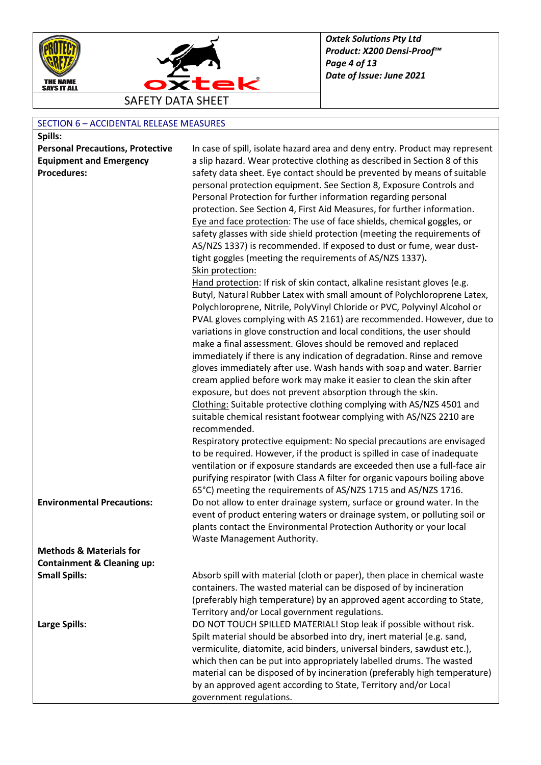## SECTION 6 – ACCIDENTAL RELEASE MEASURES

**Spills:**

**Personal Precautions, Protective Equipment and Emergency Procedures:**

In case of spill, isolate hazard area and deny entry. Product may represent a slip hazard. Wear protective clothing as described in Section 8 of this safety data sheet. Eye contact should be prevented by means of suitable personal protection equipment. See Section 8, Exposure Controls and Personal Protection for further information regarding personal protection. See Section 4, First Aid Measures, for further information.

Eye and face protection: The use of face shields, chemical goggles, or safety glasses with side shield protection (meeting the requirements of AS/NZS 1337) is recommended. If exposed to dust or fume, wear dust-tight goggles (meeting the requirements of AS/NZS 1337).

Skin protection:

Hand protection: If risk of skin contact, alkaline resistant gloves (e.g. Butyl, Natural Rubber Latex with small amount of Polychloroprene Latex, Polychloroprene, Nitrile, PolyVinyl Chloride or PVC, Polyvinyl Alcohol or PVAL gloves complying with AS 2161) are recommended. However, due to variations in glove construction and local conditions, the user should make a final assessment. Gloves should be removed and replaced immediately if there is any indication of degradation. Rinse and remove gloves immediately after use. Wash hands with soap and water. Barrier cream applied before work may make it easier to clean the skin after exposure, but does not prevent absorption through the skin.

Clothing: Suitable protective clothing complying with AS/NZS 4501 and suitable chemical resistant footwear complying with AS/NZS 2210 are recommended.

Respiratory protective equipment: No special precautions are envisaged to be required. However, if the product is spilled in case of inadequate ventilation or if exposure standards are exceeded then use a full-face air purifying respirator (with Class A filter for organic vapours boiling above 65°C) meeting the requirements of AS/NZS 1715 and AS/NZS 1716.

**Environmental Precautions:**

Do not allow to enter drainage system, surface or ground water. In the event of product entering waters or drainage system, or polluting soil or plants contact the Environmental Protection Authority or your local Waste Management Authority.

**Methods & Materials for Containment & Cleaning up:**

**Small Spills:**

Absorb spill with material (cloth or paper), then place in chemical waste containers. The wasted material can be disposed of by incineration (preferably high temperature) by an approved agent according to State, Territory and/or Local government regulations.

**Large Spills:**

DO NOT TOUCH SPILLED MATERIAL! Stop leak if possible without risk. Spilt material should be absorbed into dry, inert material (e.g. sand, vermiculite, diatomite, acid binders, universal binders, sawdust etc.), which then can be put into appropriately labelled drums. The wasted material can be disposed of by incineration (preferably high temperature) by an approved agent according to State, Territory and/or Local government regulations.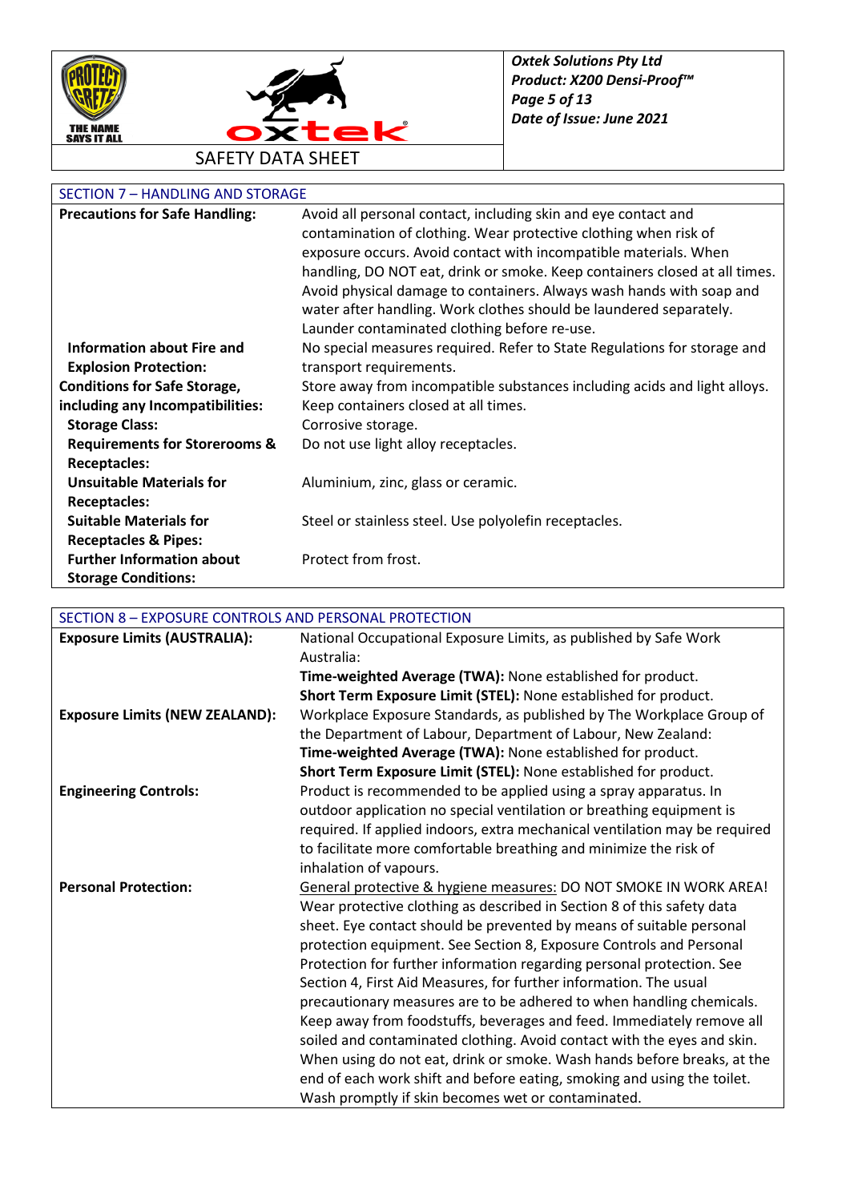## SECTION 7 – HANDLING AND STORAGE

| | |
|---|---|
| **Precautions for Safe Handling:** | Avoid all personal contact, including skin and eye contact and contamination of clothing. Wear protective clothing when risk of exposure occurs. Avoid contact with incompatible materials. When handling, DO NOT eat, drink or smoke. Keep containers closed at all times. Avoid physical damage to containers. Always wash hands with soap and water after handling. Work clothes should be laundered separately. Launder contaminated clothing before re-use. |
| **Information about Fire and Explosion Protection:** | No special measures required. Refer to State Regulations for storage and transport requirements. |
| **Conditions for Safe Storage, including any Incompatibilities:** | Store away from incompatible substances including acids and light alloys. Keep containers closed at all times. |
| **Storage Class:** | Corrosive storage. |
| **Requirements for Storerooms & Receptacles:** | Do not use light alloy receptacles. |
| **Unsuitable Materials for Receptacles:** | Aluminium, zinc, glass or ceramic. |
| **Suitable Materials for Receptacles & Pipes:** | Steel or stainless steel. Use polyolefin receptacles. |
| **Further Information about Storage Conditions:** | Protect from frost. |

## SECTION 8 – EXPOSURE CONTROLS AND PERSONAL PROTECTION

| | |
|---|---|
| **Exposure Limits (AUSTRALIA):** | National Occupational Exposure Limits, as published by Safe Work Australia:<br>**Time-weighted Average (TWA):** None established for product.<br>**Short Term Exposure Limit (STEL):** None established for product. |
| **Exposure Limits (NEW ZEALAND):** | Workplace Exposure Standards, as published by The Workplace Group of the Department of Labour, Department of Labour, New Zealand:<br>**Time-weighted Average (TWA):** None established for product.<br>**Short Term Exposure Limit (STEL):** None established for product. |
| **Engineering Controls:** | Product is recommended to be applied using a spray apparatus. In outdoor application no special ventilation or breathing equipment is required. If applied indoors, extra mechanical ventilation may be required to facilitate more comfortable breathing and minimize the risk of inhalation of vapours. |
| **Personal Protection:** | General protective & hygiene measures: DO NOT SMOKE IN WORK AREA! Wear protective clothing as described in Section 8 of this safety data sheet. Eye contact should be prevented by means of suitable personal protection equipment. See Section 8, Exposure Controls and Personal Protection for further information regarding personal protection. See Section 4, First Aid Measures, for further information. The usual precautionary measures are to be adhered to when handling chemicals. Keep away from foodstuffs, beverages and feed. Immediately remove all soiled and contaminated clothing. Avoid contact with the eyes and skin. When using do not eat, drink or smoke. Wash hands before breaks, at the end of each work shift and before eating, smoking and using the toilet. Wash promptly if skin becomes wet or contaminated. |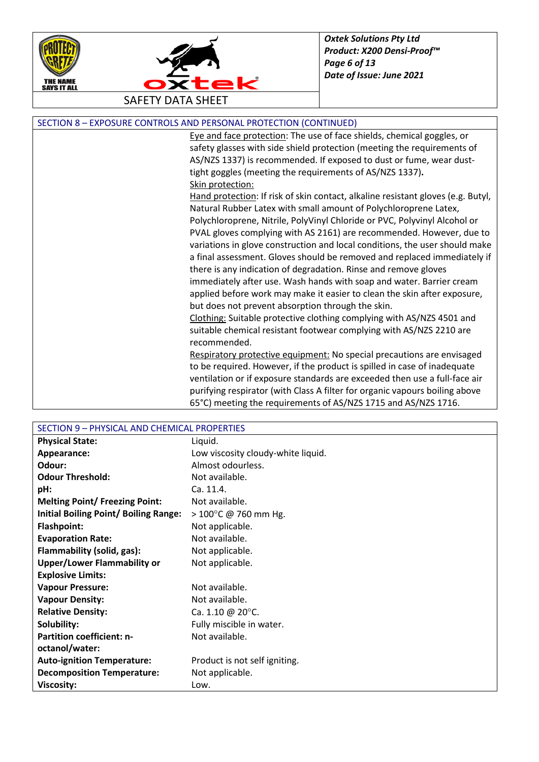## SECTION 8 – EXPOSURE CONTROLS AND PERSONAL PROTECTION (CONTINUED)

Eye and face protection: The use of face shields, chemical goggles, or safety glasses with side shield protection (meeting the requirements of AS/NZS 1337) is recommended. If exposed to dust or fume, wear dust-tight goggles (meeting the requirements of AS/NZS 1337).

Skin protection:

Hand protection: If risk of skin contact, alkaline resistant gloves (e.g. Butyl, Natural Rubber Latex with small amount of Polychloroprene Latex, Polychloroprene, Nitrile, PolyVinyl Chloride or PVC, Polyvinyl Alcohol or PVAL gloves complying with AS 2161) are recommended. However, due to variations in glove construction and local conditions, the user should make a final assessment. Gloves should be removed and replaced immediately if there is any indication of degradation. Rinse and remove gloves immediately after use. Wash hands with soap and water. Barrier cream applied before work may make it easier to clean the skin after exposure, but does not prevent absorption through the skin.

Clothing: Suitable protective clothing complying with AS/NZS 4501 and suitable chemical resistant footwear complying with AS/NZS 2210 are recommended.

Respiratory protective equipment: No special precautions are envisaged to be required. However, if the product is spilled in case of inadequate ventilation or if exposure standards are exceeded then use a full-face air purifying respirator (with Class A filter for organic vapours boiling above 65°C) meeting the requirements of AS/NZS 1715 and AS/NZS 1716.

## SECTION 9 – PHYSICAL AND CHEMICAL PROPERTIES

| | |
|---|---|
| **Physical State:** | Liquid. |
| **Appearance:** | Low viscosity cloudy-white liquid. |
| **Odour:** | Almost odourless. |
| **Odour Threshold:** | Not available. |
| **pH:** | Ca. 11.4. |
| **Melting Point/ Freezing Point:** | Not available. |
| **Initial Boiling Point/ Boiling Range:** | > 100°C @ 760 mm Hg. |
| **Flashpoint:** | Not applicable. |
| **Evaporation Rate:** | Not available. |
| **Flammability (solid, gas):** | Not applicable. |
| **Upper/Lower Flammability or Explosive Limits:** | Not applicable. |
| **Vapour Pressure:** | Not available. |
| **Vapour Density:** | Not available. |
| **Relative Density:** | Ca. 1.10 @ 20°C. |
| **Solubility:** | Fully miscible in water. |
| **Partition coefficient: n-octanol/water:** | Not available. |
| **Auto-ignition Temperature:** | Product is not self igniting. |
| **Decomposition Temperature:** | Not applicable. |
| **Viscosity:** | Low. |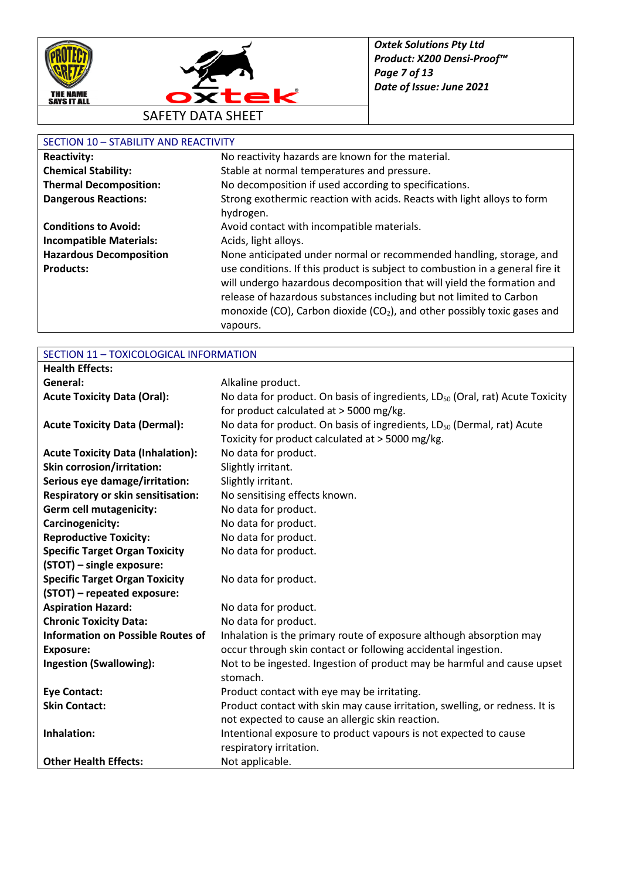## SECTION 10 – STABILITY AND REACTIVITY

| | |
|---|---|
| **Reactivity:** | No reactivity hazards are known for the material. |
| **Chemical Stability:** | Stable at normal temperatures and pressure. |
| **Thermal Decomposition:** | No decomposition if used according to specifications. |
| **Dangerous Reactions:** | Strong exothermic reaction with acids. Reacts with light alloys to form hydrogen. |
| **Conditions to Avoid:** | Avoid contact with incompatible materials. |
| **Incompatible Materials:** | Acids, light alloys. |
| **Hazardous Decomposition Products:** | None anticipated under normal or recommended handling, storage, and use conditions. If this product is subject to combustion in a general fire it will undergo hazardous decomposition that will yield the formation and release of hazardous substances including but not limited to Carbon monoxide (CO), Carbon dioxide ($CO_2$), and other possibly toxic gases and vapours. |

## SECTION 11 – TOXICOLOGICAL INFORMATION

| | |
|---|---|
| **Health Effects:** | |
| **General:** | Alkaline product. |
| **Acute Toxicity Data (Oral):** | No data for product. On basis of ingredients, $LD_{50}$ (Oral, rat) Acute Toxicity for product calculated at > 5000 mg/kg. |
| **Acute Toxicity Data (Dermal):** | No data for product. On basis of ingredients, $LD_{50}$ (Dermal, rat) Acute Toxicity for product calculated at > 5000 mg/kg. |
| **Acute Toxicity Data (Inhalation):** | No data for product. |
| **Skin corrosion/irritation:** | Slightly irritant. |
| **Serious eye damage/irritation:** | Slightly irritant. |
| **Respiratory or skin sensitisation:** | No sensitising effects known. |
| **Germ cell mutagenicity:** | No data for product. |
| **Carcinogenicity:** | No data for product. |
| **Reproductive Toxicity:** | No data for product. |
| **Specific Target Organ Toxicity (STOT) – single exposure:** | No data for product. |
| **Specific Target Organ Toxicity (STOT) – repeated exposure:** | No data for product. |
| **Aspiration Hazard:** | No data for product. |
| **Chronic Toxicity Data:** | No data for product. |
| **Information on Possible Routes of Exposure:** | Inhalation is the primary route of exposure although absorption may occur through skin contact or following accidental ingestion. |
| **Ingestion (Swallowing):** | Not to be ingested. Ingestion of product may be harmful and cause upset stomach. |
| **Eye Contact:** | Product contact with eye may be irritating. |
| **Skin Contact:** | Product contact with skin may cause irritation, swelling, or redness. It is not expected to cause an allergic skin reaction. |
| **Inhalation:** | Intentional exposure to product vapours is not expected to cause respiratory irritation. |
| **Other Health Effects:** | Not applicable. |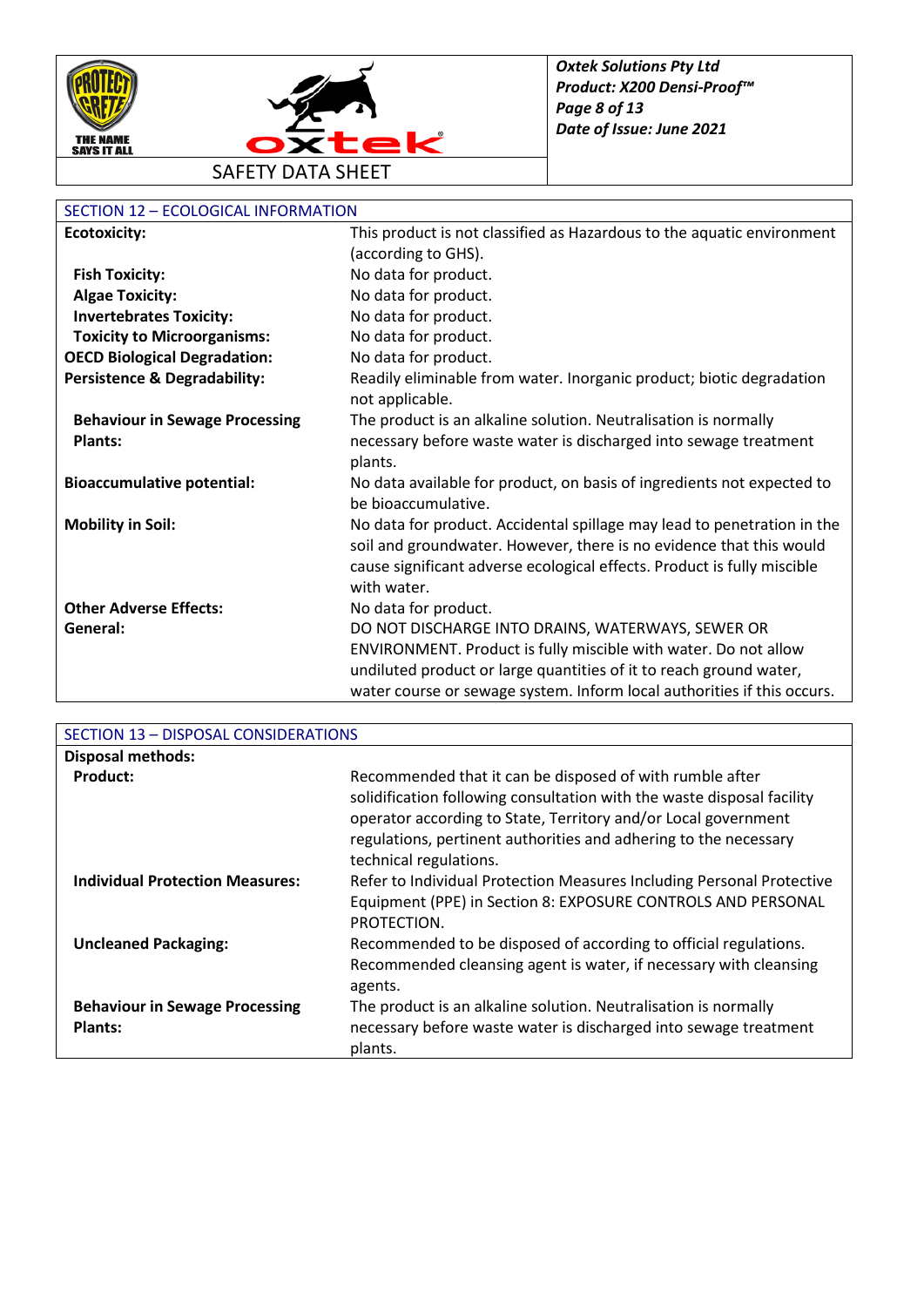## SECTION 12 – ECOLOGICAL INFORMATION

| | |
|---|---|
| **Ecotoxicity:** | This product is not classified as Hazardous to the aquatic environment (according to GHS). |
| **Fish Toxicity:** | No data for product. |
| **Algae Toxicity:** | No data for product. |
| **Invertebrates Toxicity:** | No data for product. |
| **Toxicity to Microorganisms:** | No data for product. |
| **OECD Biological Degradation:** | No data for product. |
| **Persistence & Degradability:** | Readily eliminable from water. Inorganic product; biotic degradation not applicable. |
| **Behaviour in Sewage Processing Plants:** | The product is an alkaline solution. Neutralisation is normally necessary before waste water is discharged into sewage treatment plants. |
| **Bioaccumulative potential:** | No data available for product, on basis of ingredients not expected to be bioaccumulative. |
| **Mobility in Soil:** | No data for product. Accidental spillage may lead to penetration in the soil and groundwater. However, there is no evidence that this would cause significant adverse ecological effects. Product is fully miscible with water. |
| **Other Adverse Effects:** | No data for product. |
| **General:** | DO NOT DISCHARGE INTO DRAINS, WATERWAYS, SEWER OR ENVIRONMENT. Product is fully miscible with water. Do not allow undiluted product or large quantities of it to reach ground water, water course or sewage system. Inform local authorities if this occurs. |

## SECTION 13 – DISPOSAL CONSIDERATIONS

| | |
|---|---|
| **Disposal methods:** | |
| **Product:** | Recommended that it can be disposed of with rumble after solidification following consultation with the waste disposal facility operator according to State, Territory and/or Local government regulations, pertinent authorities and adhering to the necessary technical regulations. |
| **Individual Protection Measures:** | Refer to Individual Protection Measures Including Personal Protective Equipment (PPE) in Section 8: EXPOSURE CONTROLS AND PERSONAL PROTECTION. |
| **Uncleaned Packaging:** | Recommended to be disposed of according to official regulations. Recommended cleansing agent is water, if necessary with cleansing agents. |
| **Behaviour in Sewage Processing Plants:** | The product is an alkaline solution. Neutralisation is normally necessary before waste water is discharged into sewage treatment plants. |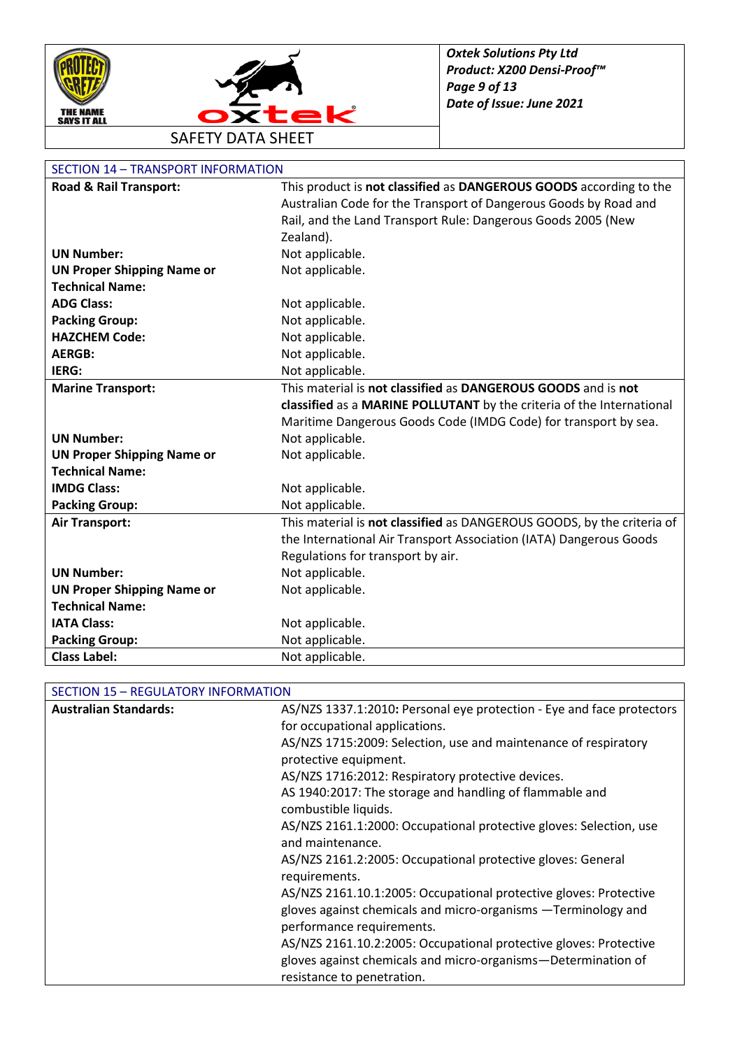## SECTION 14 – TRANSPORT INFORMATION

| | |
|---|---|
| **Road & Rail Transport:** | This product is **not classified** as **DANGEROUS GOODS** according to the Australian Code for the Transport of Dangerous Goods by Road and Rail, and the Land Transport Rule: Dangerous Goods 2005 (New Zealand). |
| **UN Number:** | Not applicable. |
| **UN Proper Shipping Name or Technical Name:** | Not applicable. |
| **ADG Class:** | Not applicable. |
| **Packing Group:** | Not applicable. |
| **HAZCHEM Code:** | Not applicable. |
| **AERGB:** | Not applicable. |
| **IERG:** | Not applicable. |
| **Marine Transport:** | This material is **not classified** as **DANGEROUS GOODS** and is **not classified** as a **MARINE POLLUTANT** by the criteria of the International Maritime Dangerous Goods Code (IMDG Code) for transport by sea. |
| **UN Number:** | Not applicable. |
| **UN Proper Shipping Name or Technical Name:** | Not applicable. |
| **IMDG Class:** | Not applicable. |
| **Packing Group:** | Not applicable. |
| **Air Transport:** | This material is **not classified** as DANGEROUS GOODS, by the criteria of the International Air Transport Association (IATA) Dangerous Goods Regulations for transport by air. |
| **UN Number:** | Not applicable. |
| **UN Proper Shipping Name or Technical Name:** | Not applicable. |
| **IATA Class:** | Not applicable. |
| **Packing Group:** | Not applicable. |
| **Class Label:** | Not applicable. |

## SECTION 15 – REGULATORY INFORMATION

| | |
|---|---|
| **Australian Standards:** | AS/NZS 1337.1:2010**:** Personal eye protection - Eye and face protectors for occupational applications.<br>AS/NZS 1715:2009: Selection, use and maintenance of respiratory protective equipment.<br>AS/NZS 1716:2012: Respiratory protective devices.<br>AS 1940:2017: The storage and handling of flammable and combustible liquids.<br>AS/NZS 2161.1:2000: Occupational protective gloves: Selection, use and maintenance.<br>AS/NZS 2161.2:2005: Occupational protective gloves: General requirements.<br>AS/NZS 2161.10.1:2005: Occupational protective gloves: Protective gloves against chemicals and micro-organisms —Terminology and performance requirements.<br>AS/NZS 2161.10.2:2005: Occupational protective gloves: Protective gloves against chemicals and micro-organisms—Determination of resistance to penetration. |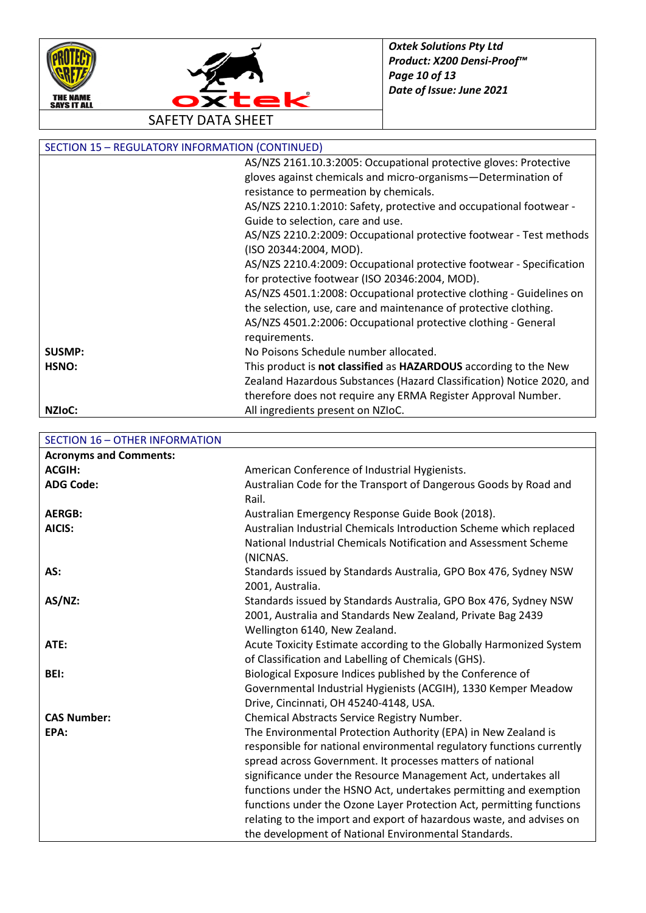## SECTION 15 – REGULATORY INFORMATION (CONTINUED)

| | |
|---|---|
| | AS/NZS 2161.10.3:2005: Occupational protective gloves: Protective gloves against chemicals and micro-organisms—Determination of resistance to permeation by chemicals.<br>AS/NZS 2210.1:2010: Safety, protective and occupational footwear - Guide to selection, care and use.<br>AS/NZS 2210.2:2009: Occupational protective footwear - Test methods (ISO 20344:2004, MOD).<br>AS/NZS 2210.4:2009: Occupational protective footwear - Specification for protective footwear (ISO 20346:2004, MOD).<br>AS/NZS 4501.1:2008: Occupational protective clothing - Guidelines on the selection, use, care and maintenance of protective clothing.<br>AS/NZS 4501.2:2006: Occupational protective clothing - General requirements. |
| **SUSMP:** | No Poisons Schedule number allocated. |
| **HSNO:** | This product is **not classified** as **HAZARDOUS** according to the New Zealand Hazardous Substances (Hazard Classification) Notice 2020, and therefore does not require any ERMA Register Approval Number. |
| **NZIoC:** | All ingredients present on NZIoC. |

## SECTION 16 – OTHER INFORMATION

**Acronyms and Comments:**

| | |
|---|---|
| **ACGIH:** | American Conference of Industrial Hygienists. |
| **ADG Code:** | Australian Code for the Transport of Dangerous Goods by Road and Rail. |
| **AERGB:** | Australian Emergency Response Guide Book (2018). |
| **AICIS:** | Australian Industrial Chemicals Introduction Scheme which replaced National Industrial Chemicals Notification and Assessment Scheme (NICNAS. |
| **AS:** | Standards issued by Standards Australia, GPO Box 476, Sydney NSW 2001, Australia. |
| **AS/NZ:** | Standards issued by Standards Australia, GPO Box 476, Sydney NSW 2001, Australia and Standards New Zealand, Private Bag 2439 Wellington 6140, New Zealand. |
| **ATE:** | Acute Toxicity Estimate according to the Globally Harmonized System of Classification and Labelling of Chemicals (GHS). |
| **BEI:** | Biological Exposure Indices published by the Conference of Governmental Industrial Hygienists (ACGIH), 1330 Kemper Meadow Drive, Cincinnati, OH 45240-4148, USA. |
| **CAS Number:** | Chemical Abstracts Service Registry Number. |
| **EPA:** | The Environmental Protection Authority (EPA) in New Zealand is responsible for national environmental regulatory functions currently spread across Government. It processes matters of national significance under the Resource Management Act, undertakes all functions under the HSNO Act, undertakes permitting and exemption functions under the Ozone Layer Protection Act, permitting functions relating to the import and export of hazardous waste, and advises on the development of National Environmental Standards. |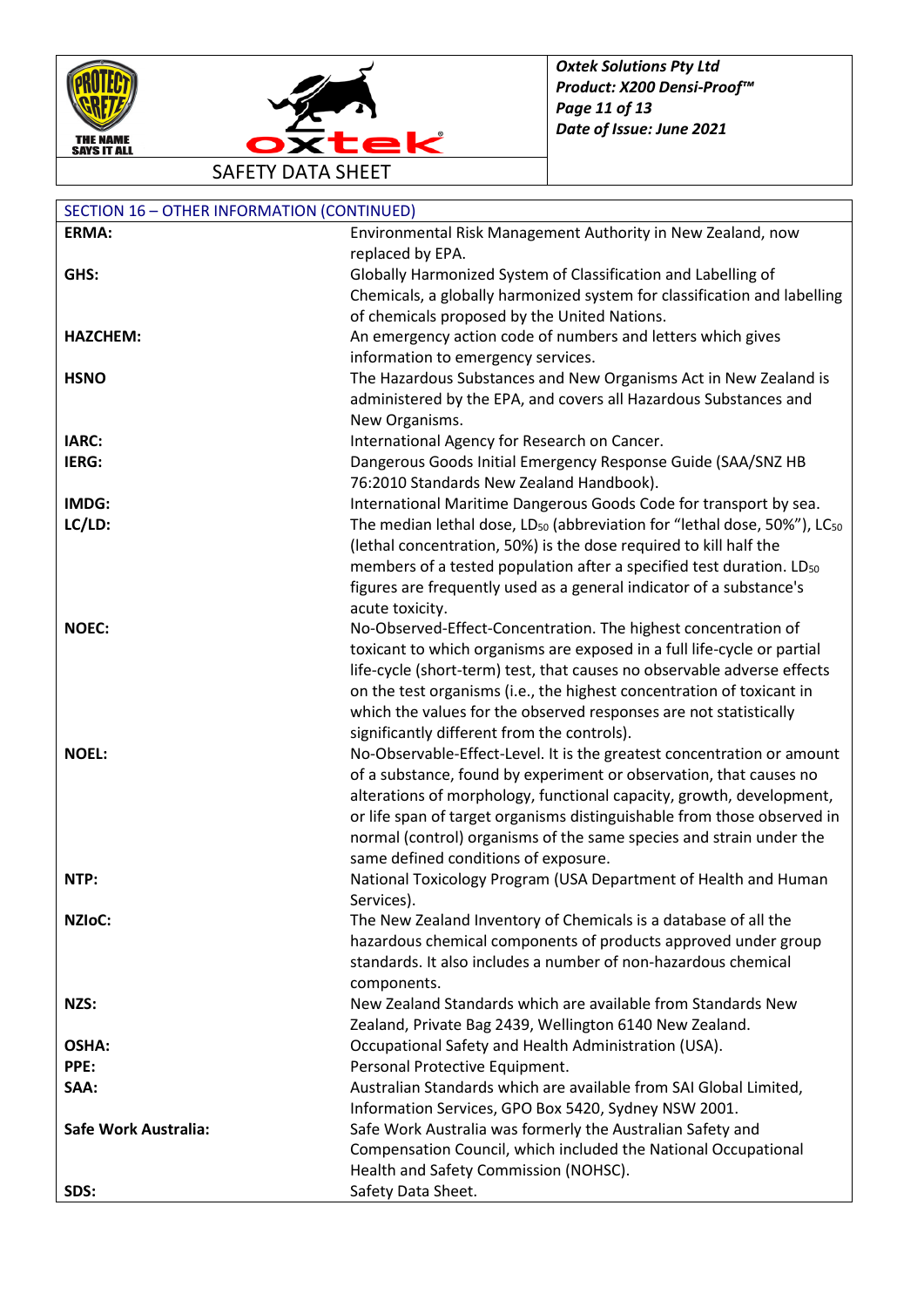## SECTION 16 – OTHER INFORMATION (CONTINUED)

| | |
|---|---|
| **ERMA:** | Environmental Risk Management Authority in New Zealand, now replaced by EPA. |
| **GHS:** | Globally Harmonized System of Classification and Labelling of Chemicals, a globally harmonized system for classification and labelling of chemicals proposed by the United Nations. |
| **HAZCHEM:** | An emergency action code of numbers and letters which gives information to emergency services. |
| **HSNO** | The Hazardous Substances and New Organisms Act in New Zealand is administered by the EPA, and covers all Hazardous Substances and New Organisms. |
| **IARC:** | International Agency for Research on Cancer. |
| **IERG:** | Dangerous Goods Initial Emergency Response Guide (SAA/SNZ HB 76:2010 Standards New Zealand Handbook). |
| **IMDG:** | International Maritime Dangerous Goods Code for transport by sea. |
| **LC/LD:** | The median lethal dose, $LD_{50}$ (abbreviation for "lethal dose, 50%"), $LC_{50}$ (lethal concentration, 50%) is the dose required to kill half the members of a tested population after a specified test duration. $LD_{50}$ figures are frequently used as a general indicator of a substance's acute toxicity. |
| **NOEC:** | No-Observed-Effect-Concentration. The highest concentration of toxicant to which organisms are exposed in a full life-cycle or partial life-cycle (short-term) test, that causes no observable adverse effects on the test organisms (i.e., the highest concentration of toxicant in which the values for the observed responses are not statistically significantly different from the controls). |
| **NOEL:** | No-Observable-Effect-Level. It is the greatest concentration or amount of a substance, found by experiment or observation, that causes no alterations of morphology, functional capacity, growth, development, or life span of target organisms distinguishable from those observed in normal (control) organisms of the same species and strain under the same defined conditions of exposure. |
| **NTP:** | National Toxicology Program (USA Department of Health and Human Services). |
| **NZIoC:** | The New Zealand Inventory of Chemicals is a database of all the hazardous chemical components of products approved under group standards. It also includes a number of non-hazardous chemical components. |
| **NZS:** | New Zealand Standards which are available from Standards New Zealand, Private Bag 2439, Wellington 6140 New Zealand. |
| **OSHA:** | Occupational Safety and Health Administration (USA). |
| **PPE:** | Personal Protective Equipment. |
| **SAA:** | Australian Standards which are available from SAI Global Limited, Information Services, GPO Box 5420, Sydney NSW 2001. |
| **Safe Work Australia:** | Safe Work Australia was formerly the Australian Safety and Compensation Council, which included the National Occupational Health and Safety Commission (NOHSC). |
| **SDS:** | Safety Data Sheet. |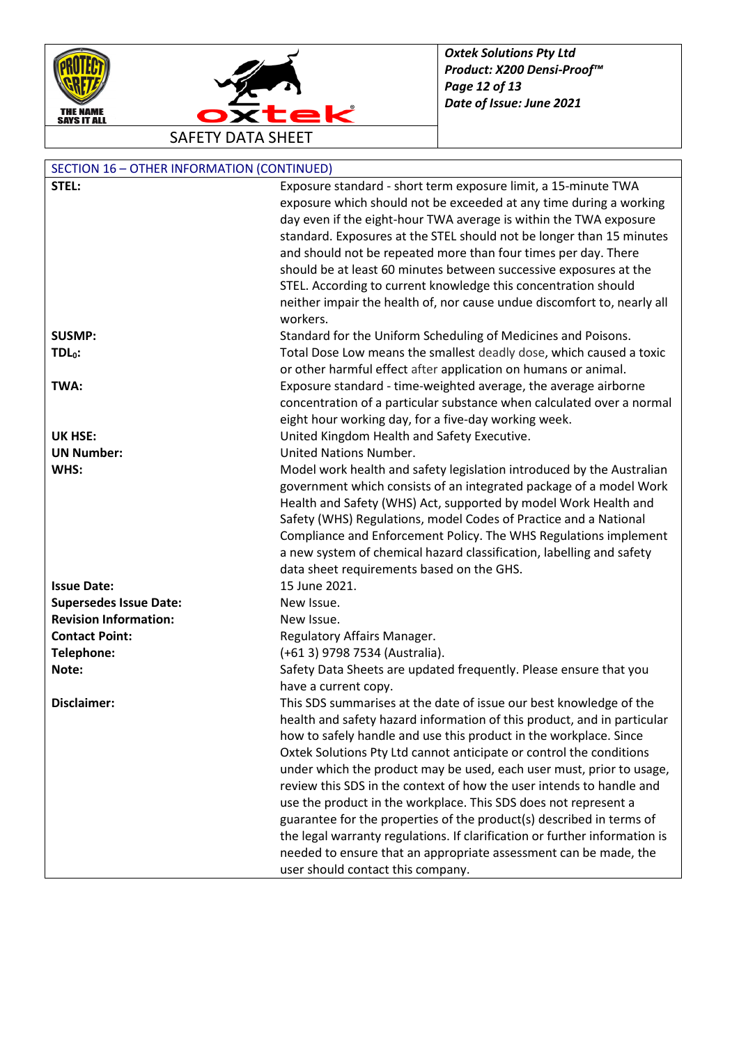## SECTION 16 – OTHER INFORMATION (CONTINUED)

| | |
|---|---|
| **STEL:** | Exposure standard - short term exposure limit, a 15-minute TWA exposure which should not be exceeded at any time during a working day even if the eight-hour TWA average is within the TWA exposure standard. Exposures at the STEL should not be longer than 15 minutes and should not be repeated more than four times per day. There should be at least 60 minutes between successive exposures at the STEL. According to current knowledge this concentration should neither impair the health of, nor cause undue discomfort to, nearly all workers. |
| **SUSMP:** | Standard for the Uniform Scheduling of Medicines and Poisons. |
| **$TDL_0$:** | Total Dose Low means the smallest deadly dose, which caused a toxic or other harmful effect after application on humans or animal. |
| **TWA:** | Exposure standard - time-weighted average, the average airborne concentration of a particular substance when calculated over a normal eight hour working day, for a five-day working week. |
| **UK HSE:** | United Kingdom Health and Safety Executive. |
| **UN Number:** | United Nations Number. |
| **WHS:** | Model work health and safety legislation introduced by the Australian government which consists of an integrated package of a model Work Health and Safety (WHS) Act, supported by model Work Health and Safety (WHS) Regulations, model Codes of Practice and a National Compliance and Enforcement Policy. The WHS Regulations implement a new system of chemical hazard classification, labelling and safety data sheet requirements based on the GHS. |
| **Issue Date:** | 15 June 2021. |
| **Supersedes Issue Date:** | New Issue. |
| **Revision Information:** | New Issue. |
| **Contact Point:** | Regulatory Affairs Manager. |
| **Telephone:** | (+61 3) 9798 7534 (Australia). |
| **Note:** | Safety Data Sheets are updated frequently. Please ensure that you have a current copy. |
| **Disclaimer:** | This SDS summarises at the date of issue our best knowledge of the health and safety hazard information of this product, and in particular how to safely handle and use this product in the workplace. Since Oxtek Solutions Pty Ltd cannot anticipate or control the conditions under which the product may be used, each user must, prior to usage, review this SDS in the context of how the user intends to handle and use the product in the workplace. This SDS does not represent a guarantee for the properties of the product(s) described in terms of the legal warranty regulations. If clarification or further information is needed to ensure that an appropriate assessment can be made, the user should contact this company. |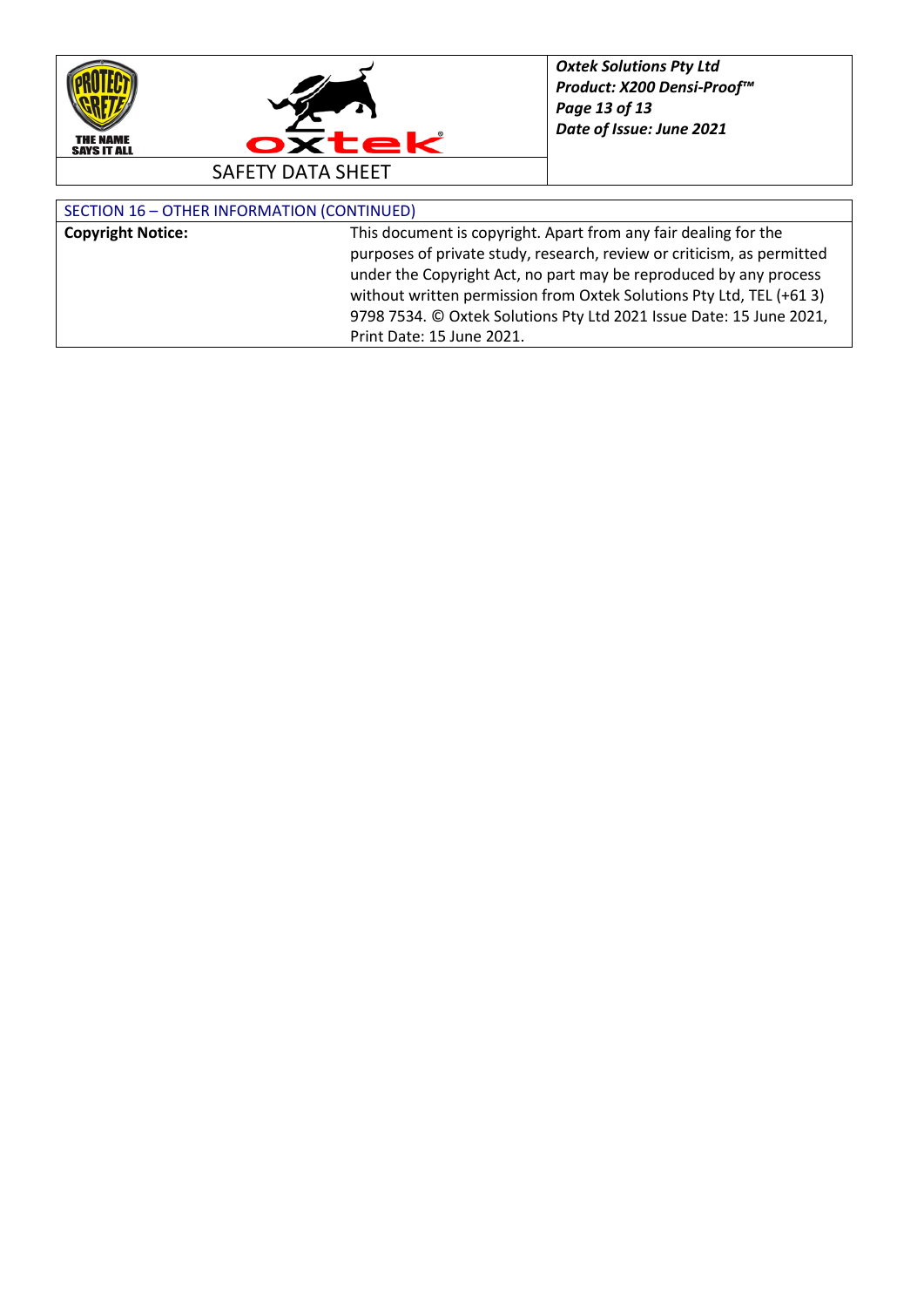## SECTION 16 – OTHER INFORMATION (CONTINUED)

| | |
|---|---|
| **Copyright Notice:** | This document is copyright. Apart from any fair dealing for the purposes of private study, research, review or criticism, as permitted under the Copyright Act, no part may be reproduced by any process without written permission from Oxtek Solutions Pty Ltd, TEL (+61 3) 9798 7534. © Oxtek Solutions Pty Ltd 2021 Issue Date: 15 June 2021, Print Date: 15 June 2021. |